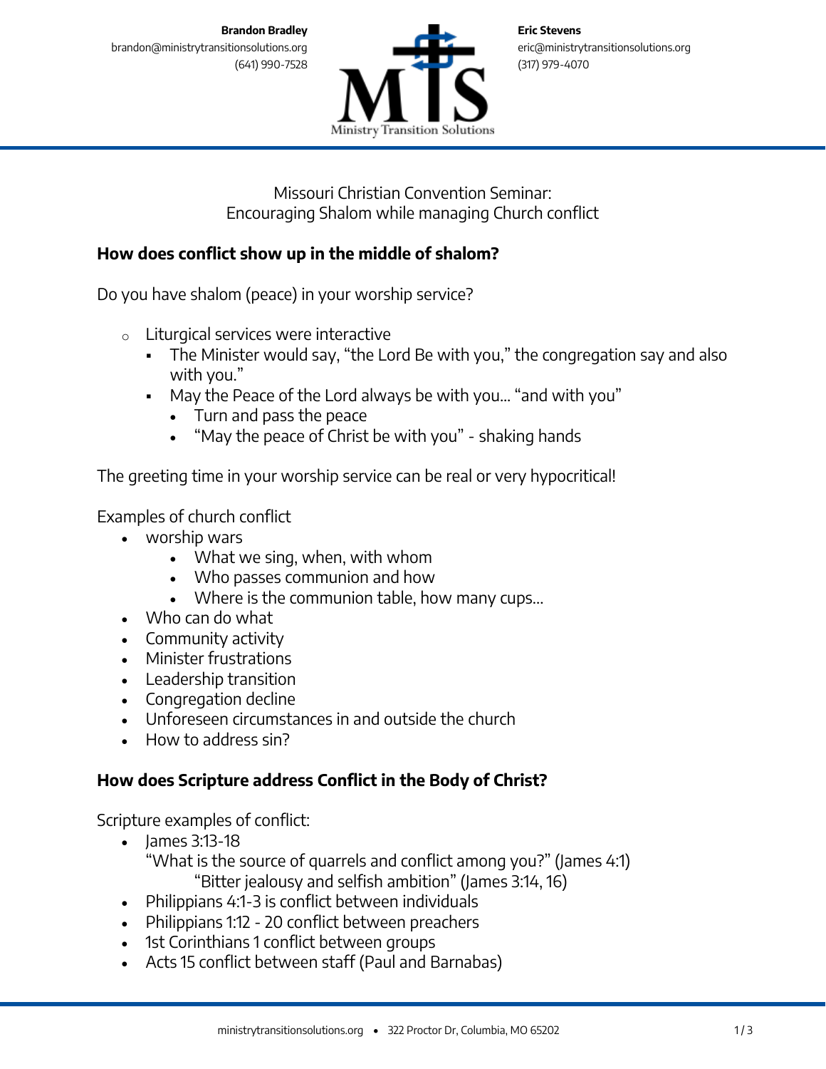**Brandon Bradley**
brandon@ministrytransitionsolutions.org
(641) 990-7528

**Eric Stevens**
eric@ministrytransitionsolutions.org
(317) 979-4070

Ministry Transition Solutions

Missouri Christian Convention Seminar:
Encouraging Shalom while managing Church conflict

## How does conflict show up in the middle of shalom?

Do you have shalom (peace) in your worship service?

- Liturgical services were interactive
  - The Minister would say, "the Lord Be with you," the congregation say and also with you."
  - May the Peace of the Lord always be with you… "and with you"
    - Turn and pass the peace
    - "May the peace of Christ be with you" - shaking hands

The greeting time in your worship service can be real or very hypocritical!

Examples of church conflict

- worship wars
  - What we sing, when, with whom
  - Who passes communion and how
  - Where is the communion table, how many cups…
- Who can do what
- Community activity
- Minister frustrations
- Leadership transition
- Congregation decline
- Unforeseen circumstances in and outside the church
- How to address sin?

## How does Scripture address Conflict in the Body of Christ?

Scripture examples of conflict:

- James 3:13-18
  "What is the source of quarrels and conflict among you?" (James 4:1)
  "Bitter jealousy and selfish ambition" (James 3:14, 16)
- Philippians 4:1-3 is conflict between individuals
- Philippians 1:12 - 20 conflict between preachers
- 1st Corinthians 1 conflict between groups
- Acts 15 conflict between staff (Paul and Barnabas)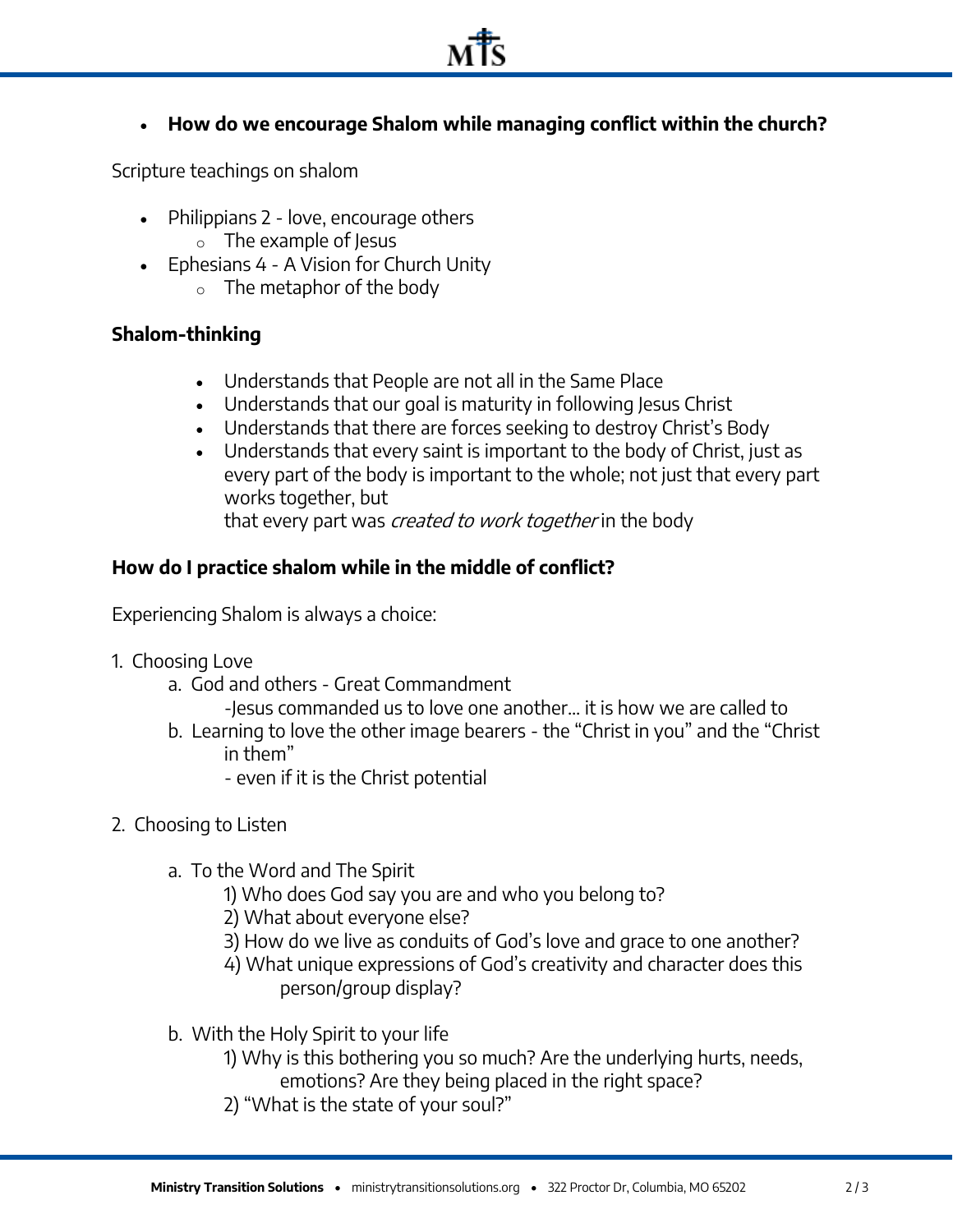- **How do we encourage Shalom while managing conflict within the church?**

Scripture teachings on shalom

- Philippians 2 - love, encourage others
  - The example of Jesus
- Ephesians 4 - A Vision for Church Unity
  - The metaphor of the body

**Shalom-thinking**

- Understands that People are not all in the Same Place
- Understands that our goal is maturity in following Jesus Christ
- Understands that there are forces seeking to destroy Christ's Body
- Understands that every saint is important to the body of Christ, just as every part of the body is important to the whole; not just that every part works together, but
  that every part was *created to work together* in the body

**How do I practice shalom while in the middle of conflict?**

Experiencing Shalom is always a choice:

1. Choosing Love
   a. God and others - Great Commandment
      -Jesus commanded us to love one another… it is how we are called to
   b. Learning to love the other image bearers - the "Christ in you" and the "Christ in them"
      - even if it is the Christ potential

2. Choosing to Listen

   a. To the Word and The Spirit
      1) Who does God say you are and who you belong to?
      2) What about everyone else?
      3) How do we live as conduits of God's love and grace to one another?
      4) What unique expressions of God's creativity and character does this person/group display?

   b. With the Holy Spirit to your life
      1) Why is this bothering you so much? Are the underlying hurts, needs, emotions? Are they being placed in the right space?
      2) "What is the state of your soul?"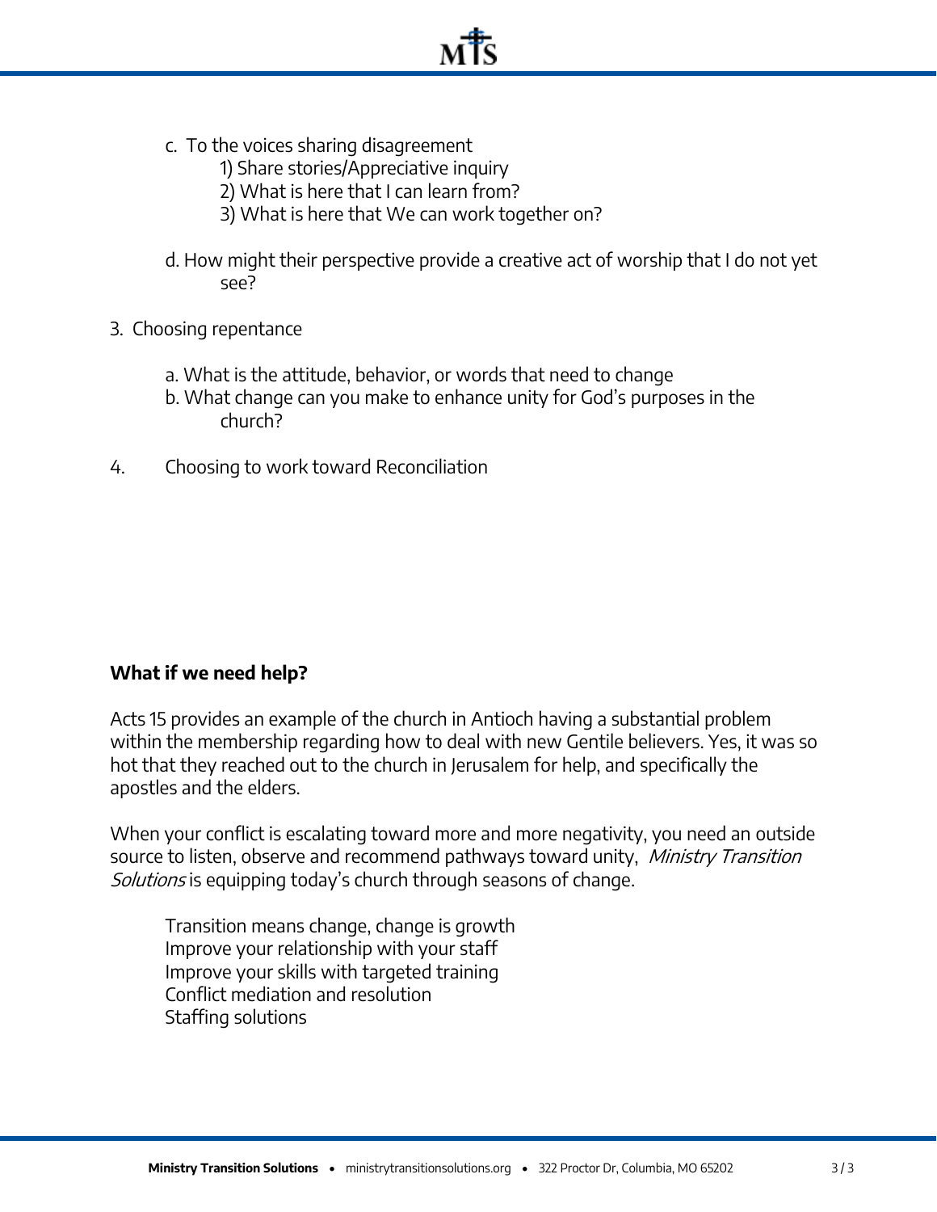c. To the voices sharing disagreement
    1) Share stories/Appreciative inquiry
    2) What is here that I can learn from?
    3) What is here that We can work together on?

d. How might their perspective provide a creative act of worship that I do not yet see?

3. Choosing repentance

    a. What is the attitude, behavior, or words that need to change
    b. What change can you make to enhance unity for God's purposes in the church?

4. Choosing to work toward Reconciliation

**What if we need help?**

Acts 15 provides an example of the church in Antioch having a substantial problem within the membership regarding how to deal with new Gentile believers. Yes, it was so hot that they reached out to the church in Jerusalem for help, and specifically the apostles and the elders.

When your conflict is escalating toward more and more negativity, you need an outside source to listen, observe and recommend pathways toward unity, *Ministry Transition Solutions* is equipping today's church through seasons of change.

Transition means change, change is growth
Improve your relationship with your staff
Improve your skills with targeted training
Conflict mediation and resolution
Staffing solutions